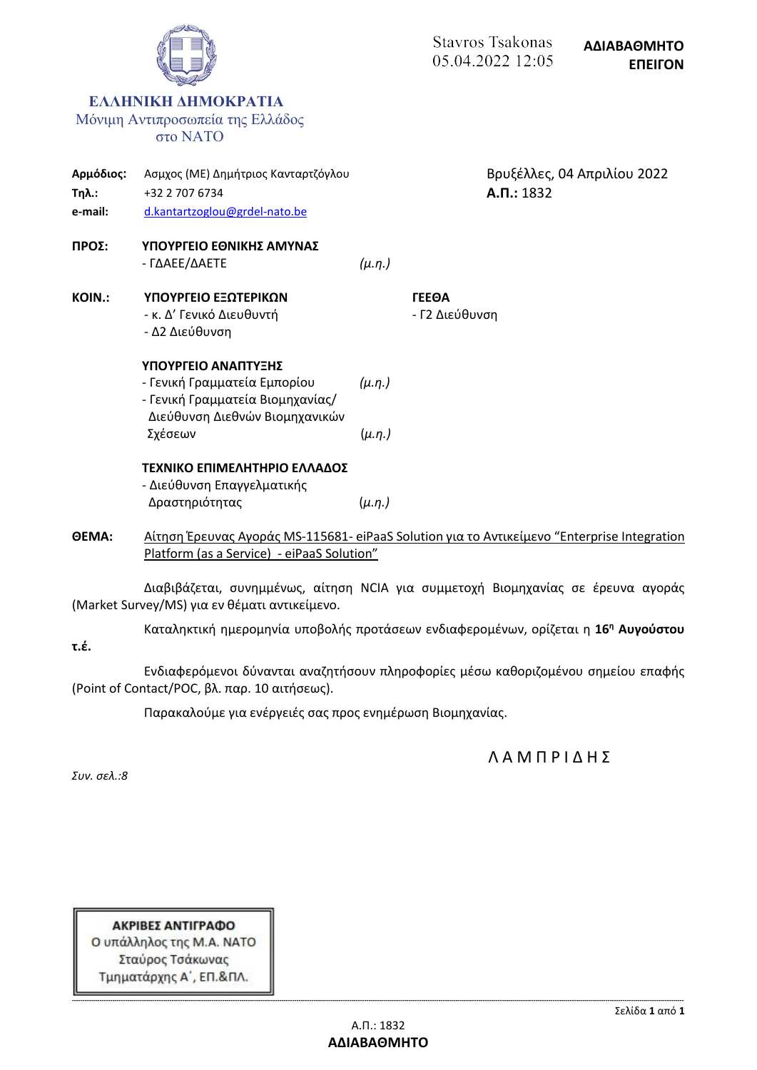Stavros Tsakonas
05.04.2022 12:05

**ΑΔΙΑΒΑΘΜΗΤΟ**
**ΕΠΕΙΓΟΝ**

**ΕΛΛΗΝΙΚΗ ΔΗΜΟΚΡΑΤΙΑ**
Μόνιμη Αντιπροσωπεία της Ελλάδος
στο ΝΑΤΟ

**Αρμόδιος:** Ασμχος (ΜΕ) Δημήτριος Κανταρτζόγλου
**Τηλ.:** +32 2 707 6734
**e-mail:** d.kantartzoglou@grdel-nato.be

Βρυξέλλες, 04 Απριλίου 2022
**Α.Π.:** 1832

**ΠΡΟΣ:** **ΥΠΟΥΡΓΕΙΟ ΕΘΝΙΚΗΣ ΑΜΥΝΑΣ**
- ΓΔΑΕΕ/ΔΑΕΤΕ *(μ.η.)*

**ΚΟΙΝ.:** **ΥΠΟΥΡΓΕΙΟ ΕΞΩΤΕΡΙΚΩΝ**
- κ. Δ' Γενικό Διευθυντή
- Δ2 Διεύθυνση

**ΓΕΕΘΑ**
- Γ2 Διεύθυνση

**ΥΠΟΥΡΓΕΙΟ ΑΝΑΠΤΥΞΗΣ**
- Γενική Γραμματεία Εμπορίου *(μ.η.)*
- Γενική Γραμματεία Βιομηχανίας/ Διεύθυνση Διεθνών Βιομηχανικών Σχέσεων *(μ.η.)*

**ΤΕΧΝΙΚΟ ΕΠΙΜΕΛΗΤΗΡΙΟ ΕΛΛΑΔΟΣ**
- Διεύθυνση Επαγγελματικής Δραστηριότητας *(μ.η.)*

**ΘΕΜΑ:** Αίτηση Έρευνας Αγοράς MS-115681- eiPaaS Solution για το Αντικείμενο "Enterprise Integration Platform (as a Service) - eiPaaS Solution"

Διαβιβάζεται, συνημμένως, αίτηση NCIA για συμμετοχή Βιομηχανίας σε έρευνα αγοράς (Market Survey/MS) για εν θέματι αντικείμενο.

Καταληκτική ημερομηνία υποβολής προτάσεων ενδιαφερομένων, ορίζεται η **16η Αυγούστου τ.έ.**

Ενδιαφερόμενοι δύνανται αναζητήσουν πληροφορίες μέσω καθοριζομένου σημείου επαφής (Point of Contact/POC, βλ. παρ. 10 αιτήσεως).

Παρακαλούμε για ενέργειές σας προς ενημέρωση Βιομηχανίας.

Λ Α Μ Π Ρ Ι Δ Η Σ

*Συν. σελ.:8*

**ΑΚΡΙΒΕΣ ΑΝΤΙΓΡΑΦΟ**
Ο υπάλληλος της Μ.Α. ΝΑΤΟ
Σταύρος Τσάκωνας
Τμηματάρχης Α΄, ΕΠ.&ΠΛ.

Α.Π.: 1832
**ΑΔΙΑΒΑΘΜΗΤΟ**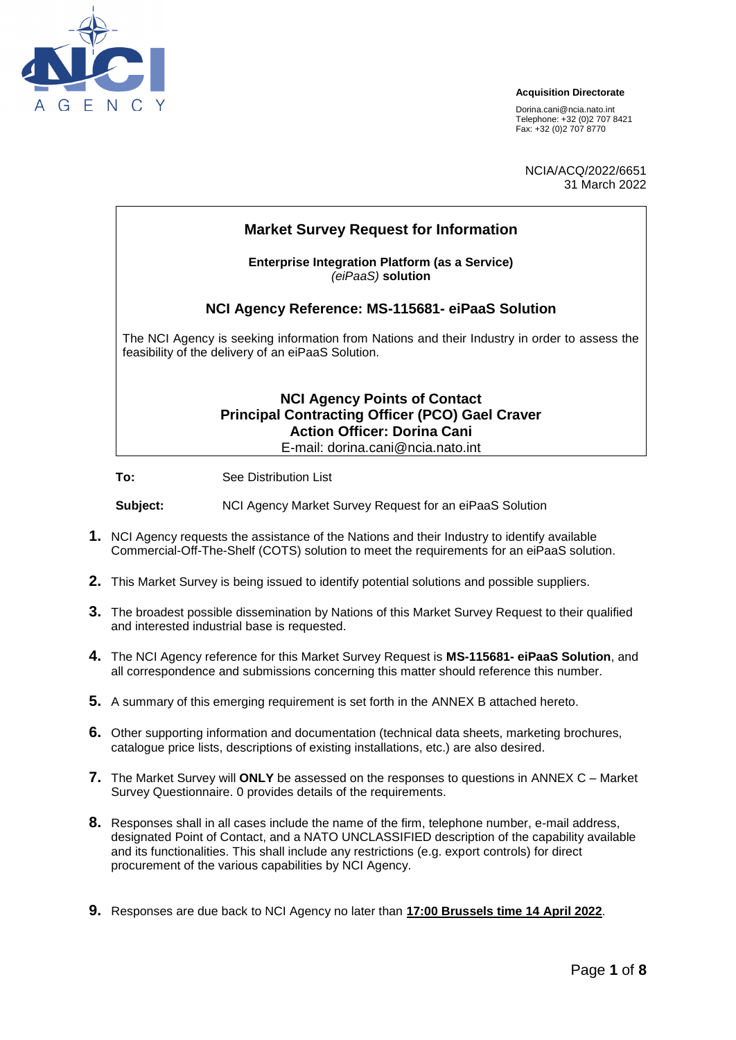Acquisition Directorate

Dorina.cani@ncia.nato.int
Telephone: +32 (0)2 707 8421
Fax: +32 (0)2 707 8770

NCIA/ACQ/2022/6651
31 March 2022

## Market Survey Request for Information

**Enterprise Integration Platform (as a Service)**
***(eiPaaS)* solution**

### NCI Agency Reference: MS-115681- eiPaaS Solution

The NCI Agency is seeking information from Nations and their Industry in order to assess the feasibility of the delivery of an eiPaaS Solution.

**NCI Agency Points of Contact**
**Principal Contracting Officer (PCO) Gael Craver**
**Action Officer: Dorina Cani**
E-mail: dorina.cani@ncia.nato.int

**To:** See Distribution List

**Subject:** NCI Agency Market Survey Request for an eiPaaS Solution

1. NCI Agency requests the assistance of the Nations and their Industry to identify available Commercial-Off-The-Shelf (COTS) solution to meet the requirements for an eiPaaS solution.
2. This Market Survey is being issued to identify potential solutions and possible suppliers.
3. The broadest possible dissemination by Nations of this Market Survey Request to their qualified and interested industrial base is requested.
4. The NCI Agency reference for this Market Survey Request is **MS-115681- eiPaaS Solution**, and all correspondence and submissions concerning this matter should reference this number.
5. A summary of this emerging requirement is set forth in the ANNEX B attached hereto.
6. Other supporting information and documentation (technical data sheets, marketing brochures, catalogue price lists, descriptions of existing installations, etc.) are also desired.
7. The Market Survey will **ONLY** be assessed on the responses to questions in ANNEX C – Market Survey Questionnaire. 0 provides details of the requirements.
8. Responses shall in all cases include the name of the firm, telephone number, e-mail address, designated Point of Contact, and a NATO UNCLASSIFIED description of the capability available and its functionalities. This shall include any restrictions (e.g. export controls) for direct procurement of the various capabilities by NCI Agency.
9. Responses are due back to NCI Agency no later than **17:00 Brussels time 14 April 2022**.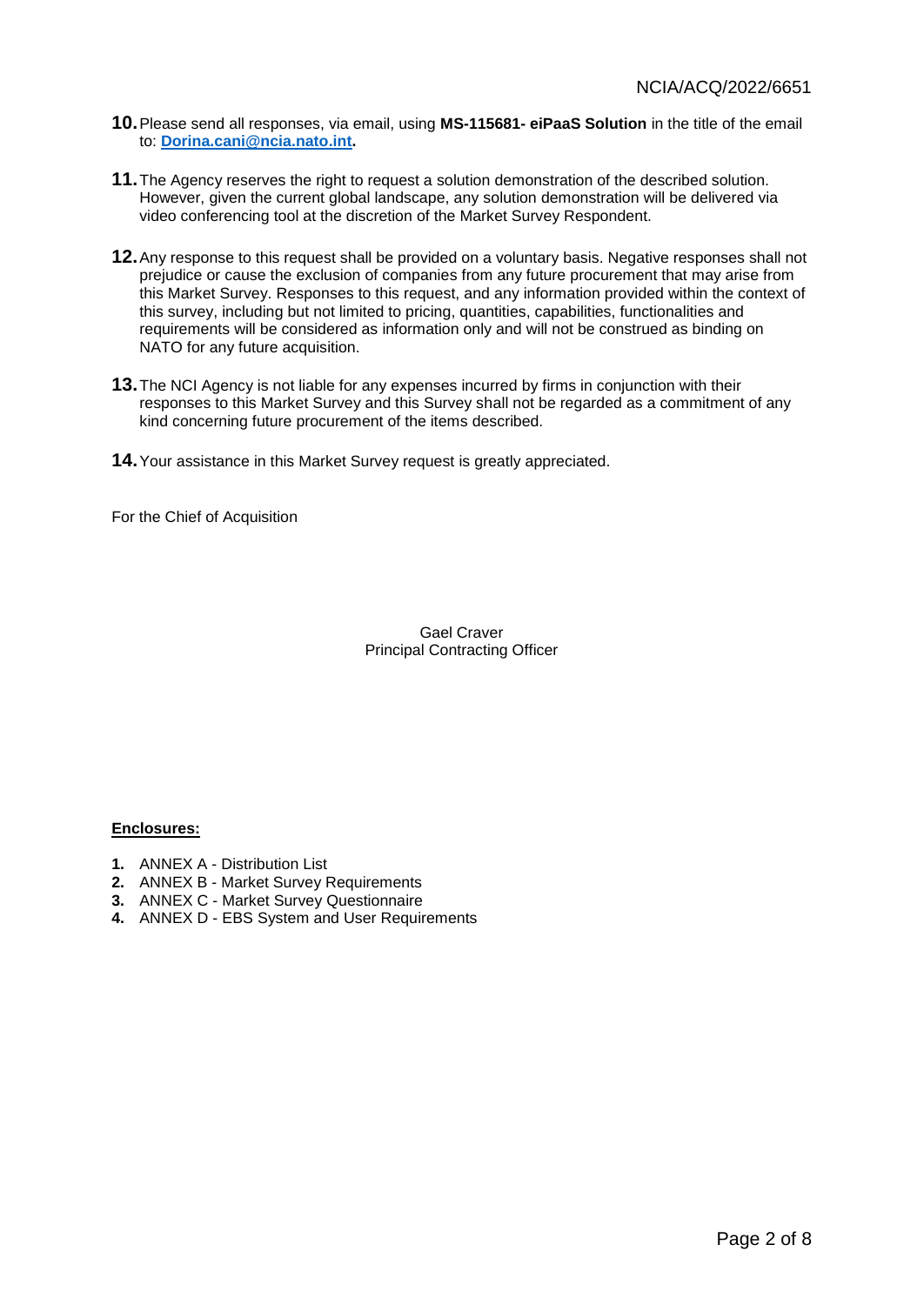10. Please send all responses, via email, using **MS-115681- eiPaaS Solution** in the title of the email to: **Dorina.cani@ncia.nato.int.**

11. The Agency reserves the right to request a solution demonstration of the described solution. However, given the current global landscape, any solution demonstration will be delivered via video conferencing tool at the discretion of the Market Survey Respondent.

12. Any response to this request shall be provided on a voluntary basis. Negative responses shall not prejudice or cause the exclusion of companies from any future procurement that may arise from this Market Survey. Responses to this request, and any information provided within the context of this survey, including but not limited to pricing, quantities, capabilities, functionalities and requirements will be considered as information only and will not be construed as binding on NATO for any future acquisition.

13. The NCI Agency is not liable for any expenses incurred by firms in conjunction with their responses to this Market Survey and this Survey shall not be regarded as a commitment of any kind concerning future procurement of the items described.

14. Your assistance in this Market Survey request is greatly appreciated.

For the Chief of Acquisition

Gael Craver
Principal Contracting Officer

**Enclosures:**

1. ANNEX A - Distribution List
2. ANNEX B - Market Survey Requirements
3. ANNEX C - Market Survey Questionnaire
4. ANNEX D - EBS System and User Requirements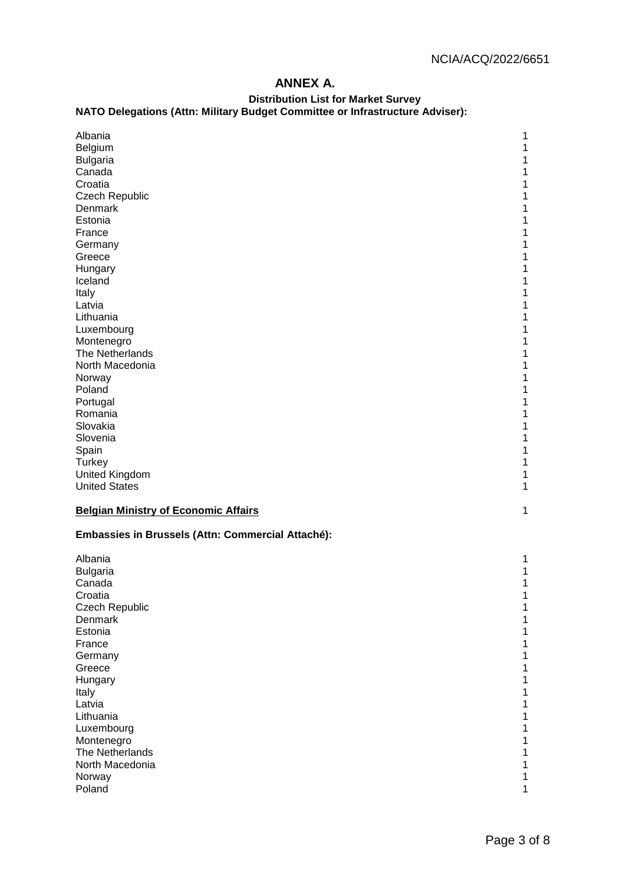# ANNEX A.

### Distribution List for Market Survey

**NATO Delegations (Attn: Military Budget Committee or Infrastructure Adviser):**

| | |
|---|---|
| Albania | 1 |
| Belgium | 1 |
| Bulgaria | 1 |
| Canada | 1 |
| Croatia | 1 |
| Czech Republic | 1 |
| Denmark | 1 |
| Estonia | 1 |
| France | 1 |
| Germany | 1 |
| Greece | 1 |
| Hungary | 1 |
| Iceland | 1 |
| Italy | 1 |
| Latvia | 1 |
| Lithuania | 1 |
| Luxembourg | 1 |
| Montenegro | 1 |
| The Netherlands | 1 |
| North Macedonia | 1 |
| Norway | 1 |
| Poland | 1 |
| Portugal | 1 |
| Romania | 1 |
| Slovakia | 1 |
| Slovenia | 1 |
| Spain | 1 |
| Turkey | 1 |
| United Kingdom | 1 |
| United States | 1 |

**Belgian Ministry of Economic Affairs** 1

**Embassies in Brussels (Attn: Commercial Attaché):**

| | |
|---|---|
| Albania | 1 |
| Bulgaria | 1 |
| Canada | 1 |
| Croatia | 1 |
| Czech Republic | 1 |
| Denmark | 1 |
| Estonia | 1 |
| France | 1 |
| Germany | 1 |
| Greece | 1 |
| Hungary | 1 |
| Italy | 1 |
| Latvia | 1 |
| Lithuania | 1 |
| Luxembourg | 1 |
| Montenegro | 1 |
| The Netherlands | 1 |
| North Macedonia | 1 |
| Norway | 1 |
| Poland | 1 |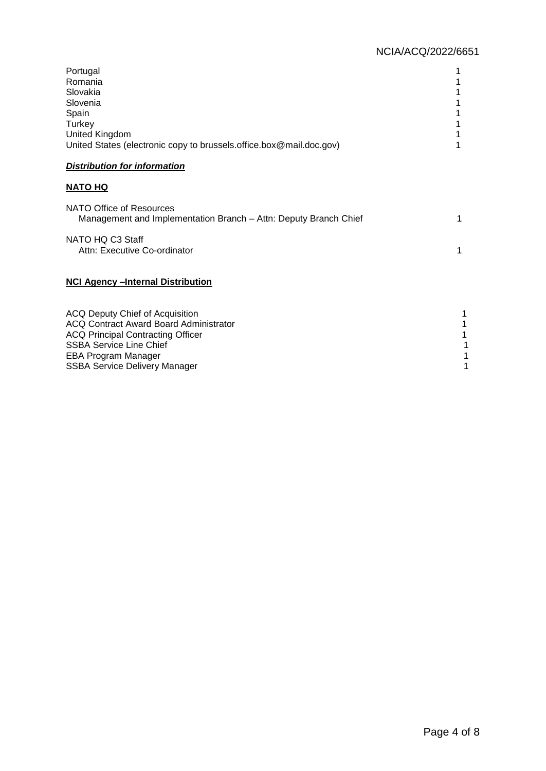| | |
|---|---|
| Portugal | 1 |
| Romania | 1 |
| Slovakia | 1 |
| Slovenia | 1 |
| Spain | 1 |
| Turkey | 1 |
| United Kingdom | 1 |
| United States (electronic copy to brussels.office.box@mail.doc.gov) | 1 |

***Distribution for information***

**NATO HQ**

| | |
|---|---|
| NATO Office of Resources<br>Management and Implementation Branch – Attn: Deputy Branch Chief | 1 |
| NATO HQ C3 Staff<br>Attn: Executive Co-ordinator | 1 |

**NCI Agency –Internal Distribution**

| | |
|---|---|
| ACQ Deputy Chief of Acquisition | 1 |
| ACQ Contract Award Board Administrator | 1 |
| ACQ Principal Contracting Officer | 1 |
| SSBA Service Line Chief | 1 |
| EBA Program Manager | 1 |
| SSBA Service Delivery Manager | 1 |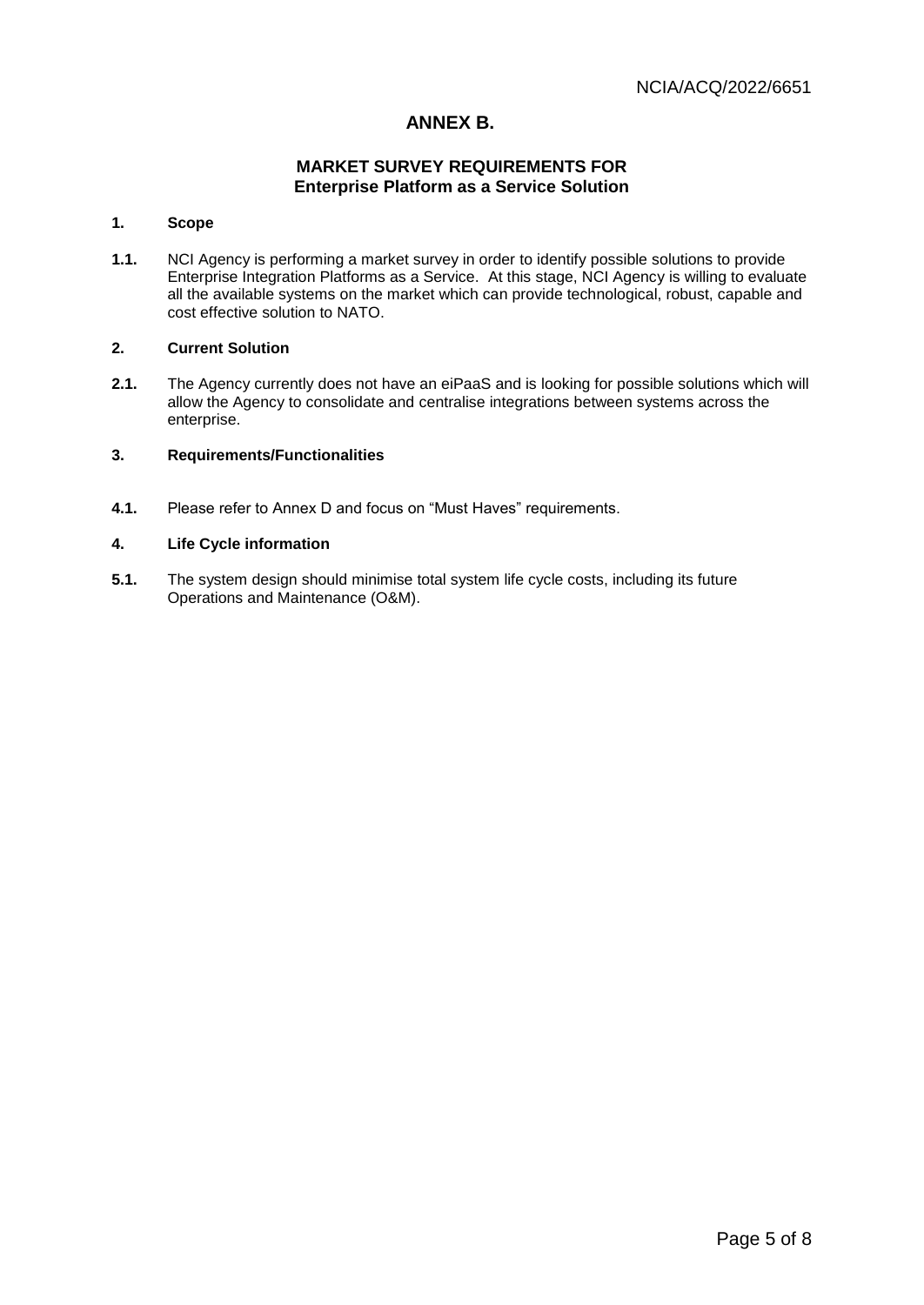## ANNEX B.

### MARKET SURVEY REQUIREMENTS FOR Enterprise Platform as a Service Solution

**1. Scope**

**1.1.** NCI Agency is performing a market survey in order to identify possible solutions to provide Enterprise Integration Platforms as a Service. At this stage, NCI Agency is willing to evaluate all the available systems on the market which can provide technological, robust, capable and cost effective solution to NATO.

**2. Current Solution**

**2.1.** The Agency currently does not have an eiPaaS and is looking for possible solutions which will allow the Agency to consolidate and centralise integrations between systems across the enterprise.

**3. Requirements/Functionalities**

**4.1.** Please refer to Annex D and focus on "Must Haves" requirements.

**4. Life Cycle information**

**5.1.** The system design should minimise total system life cycle costs, including its future Operations and Maintenance (O&M).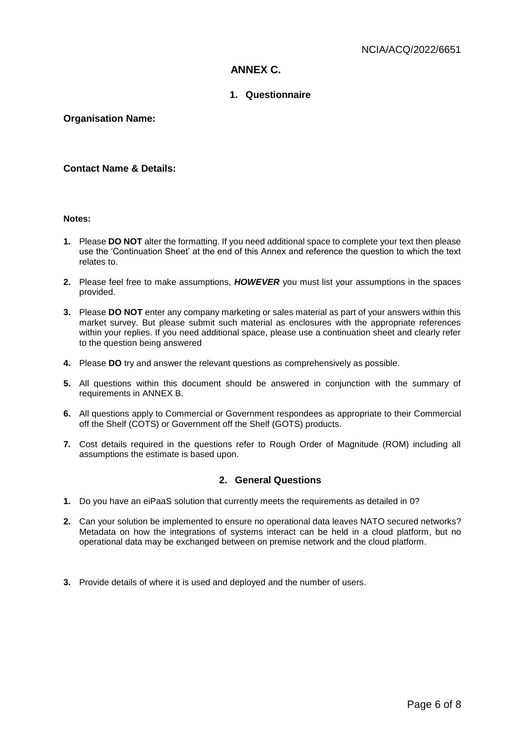# ANNEX C.

## 1. Questionnaire

**Organisation Name:**

**Contact Name & Details:**

**Notes:**

1. Please **DO NOT** alter the formatting. If you need additional space to complete your text then please use the 'Continuation Sheet' at the end of this Annex and reference the question to which the text relates to.
2. Please feel free to make assumptions, ***HOWEVER*** you must list your assumptions in the spaces provided.
3. Please **DO NOT** enter any company marketing or sales material as part of your answers within this market survey. But please submit such material as enclosures with the appropriate references within your replies. If you need additional space, please use a continuation sheet and clearly refer to the question being answered
4. Please **DO** try and answer the relevant questions as comprehensively as possible.
5. All questions within this document should be answered in conjunction with the summary of requirements in ANNEX B.
6. All questions apply to Commercial or Government respondees as appropriate to their Commercial off the Shelf (COTS) or Government off the Shelf (GOTS) products.
7. Cost details required in the questions refer to Rough Order of Magnitude (ROM) including all assumptions the estimate is based upon.

## 2. General Questions

1. Do you have an eiPaaS solution that currently meets the requirements as detailed in 0?
2. Can your solution be implemented to ensure no operational data leaves NATO secured networks? Metadata on how the integrations of systems interact can be held in a cloud platform, but no operational data may be exchanged between on premise network and the cloud platform.
3. Provide details of where it is used and deployed and the number of users.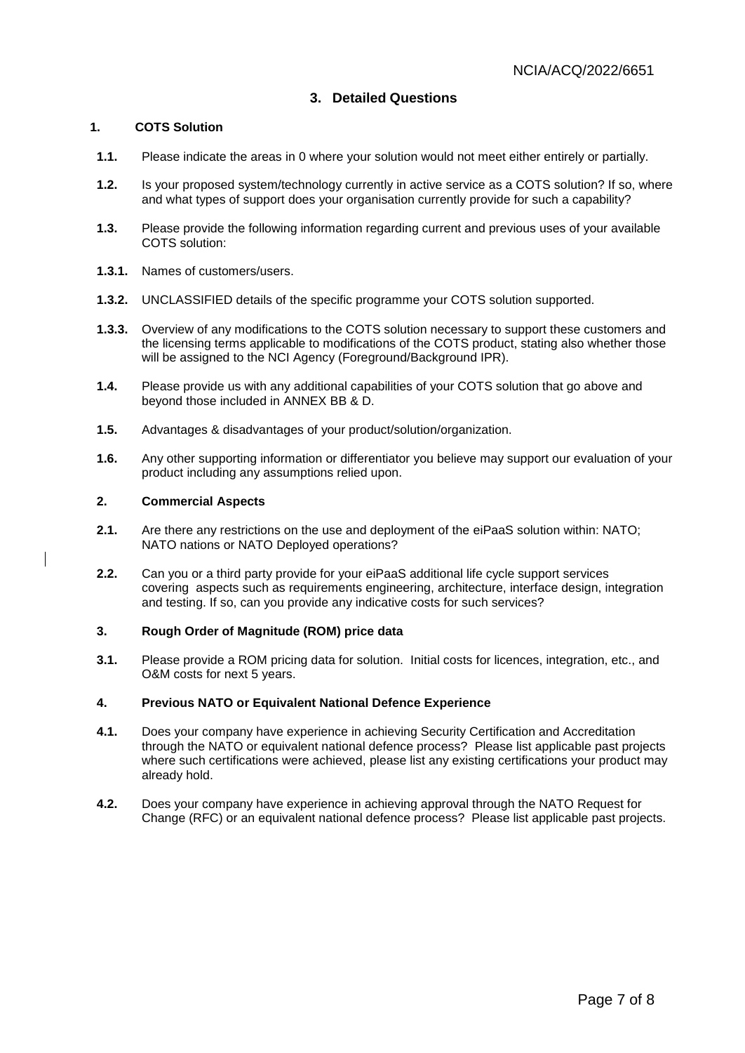## 3. Detailed Questions

### 1. COTS Solution

**1.1.** Please indicate the areas in 0 where your solution would not meet either entirely or partially.

**1.2.** Is your proposed system/technology currently in active service as a COTS solution? If so, where and what types of support does your organisation currently provide for such a capability?

**1.3.** Please provide the following information regarding current and previous uses of your available COTS solution:

**1.3.1.** Names of customers/users.

**1.3.2.** UNCLASSIFIED details of the specific programme your COTS solution supported.

**1.3.3.** Overview of any modifications to the COTS solution necessary to support these customers and the licensing terms applicable to modifications of the COTS product, stating also whether those will be assigned to the NCI Agency (Foreground/Background IPR).

**1.4.** Please provide us with any additional capabilities of your COTS solution that go above and beyond those included in ANNEX BB & D.

**1.5.** Advantages & disadvantages of your product/solution/organization.

**1.6.** Any other supporting information or differentiator you believe may support our evaluation of your product including any assumptions relied upon.

### 2. Commercial Aspects

**2.1.** Are there any restrictions on the use and deployment of the eiPaaS solution within: NATO; NATO nations or NATO Deployed operations?

**2.2.** Can you or a third party provide for your eiPaaS additional life cycle support services covering aspects such as requirements engineering, architecture, interface design, integration and testing. If so, can you provide any indicative costs for such services?

### 3. Rough Order of Magnitude (ROM) price data

**3.1.** Please provide a ROM pricing data for solution. Initial costs for licences, integration, etc., and O&M costs for next 5 years.

### 4. Previous NATO or Equivalent National Defence Experience

**4.1.** Does your company have experience in achieving Security Certification and Accreditation through the NATO or equivalent national defence process? Please list applicable past projects where such certifications were achieved, please list any existing certifications your product may already hold.

**4.2.** Does your company have experience in achieving approval through the NATO Request for Change (RFC) or an equivalent national defence process? Please list applicable past projects.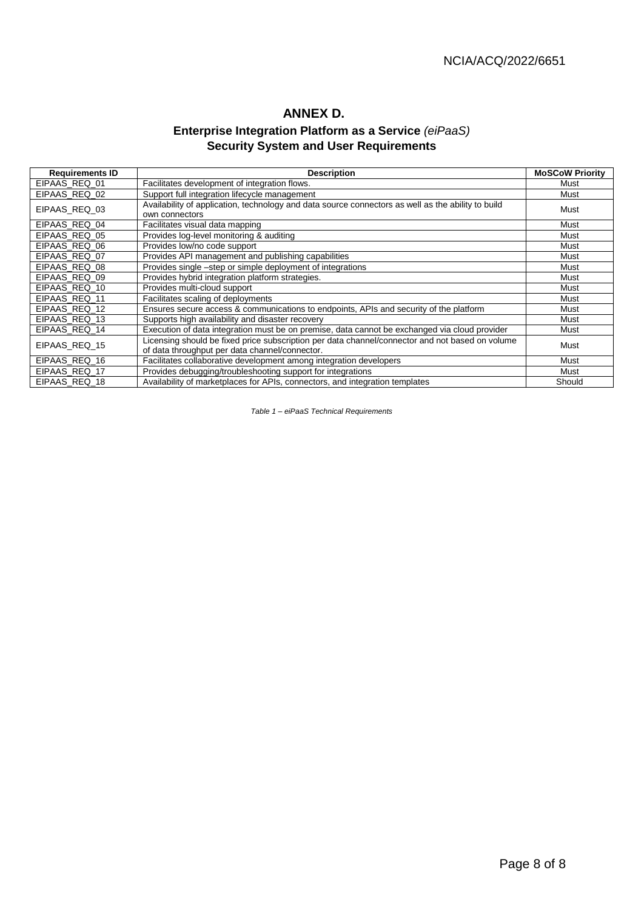# ANNEX D.

## Enterprise Integration Platform as a Service *(eiPaaS)* Security System and User Requirements

| Requirements ID | Description | MoSCoW Priority |
|---|---|---|
| EIPAAS_REQ_01 | Facilitates development of integration flows. | Must |
| EIPAAS_REQ_02 | Support full integration lifecycle management | Must |
| EIPAAS_REQ_03 | Availability of application, technology and data source connectors as well as the ability to build own connectors | Must |
| EIPAAS_REQ_04 | Facilitates visual data mapping | Must |
| EIPAAS_REQ_05 | Provides log-level monitoring & auditing | Must |
| EIPAAS_REQ_06 | Provides low/no code support | Must |
| EIPAAS_REQ_07 | Provides API management and publishing capabilities | Must |
| EIPAAS_REQ_08 | Provides single –step or simple deployment of integrations | Must |
| EIPAAS_REQ_09 | Provides hybrid integration platform strategies. | Must |
| EIPAAS_REQ_10 | Provides multi-cloud support | Must |
| EIPAAS_REQ_11 | Facilitates scaling of deployments | Must |
| EIPAAS_REQ_12 | Ensures secure access & communications to endpoints, APIs and security of the platform | Must |
| EIPAAS_REQ_13 | Supports high availability and disaster recovery | Must |
| EIPAAS_REQ_14 | Execution of data integration must be on premise, data cannot be exchanged via cloud provider | Must |
| EIPAAS_REQ_15 | Licensing should be fixed price subscription per data channel/connector and not based on volume of data throughput per data channel/connector. | Must |
| EIPAAS_REQ_16 | Facilitates collaborative development among integration developers | Must |
| EIPAAS_REQ_17 | Provides debugging/troubleshooting support for integrations | Must |
| EIPAAS_REQ_18 | Availability of marketplaces for APIs, connectors, and integration templates | Should |

*Table 1 – eiPaaS Technical Requirements*